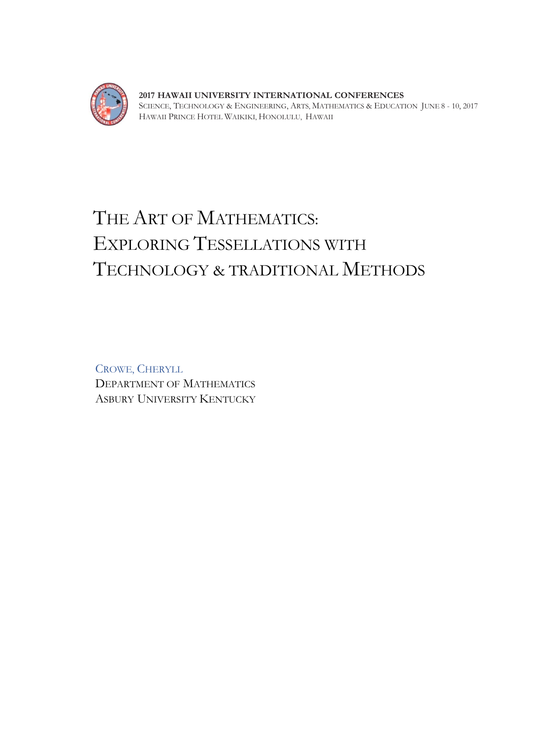**2017 HAWAII UNIVERSITY INTERNATIONAL CONFERENCES**
SCIENCE, TECHNOLOGY & ENGINEERING, ARTS, MATHEMATICS & EDUCATION JUNE 8 - 10, 2017
HAWAII PRINCE HOTEL WAIKIKI, HONOLULU, HAWAII

# THE ART OF MATHEMATICS: EXPLORING TESSELLATIONS WITH TECHNOLOGY & TRADITIONAL METHODS

CROWE, CHERYLL
DEPARTMENT OF MATHEMATICS
ASBURY UNIVERSITY KENTUCKY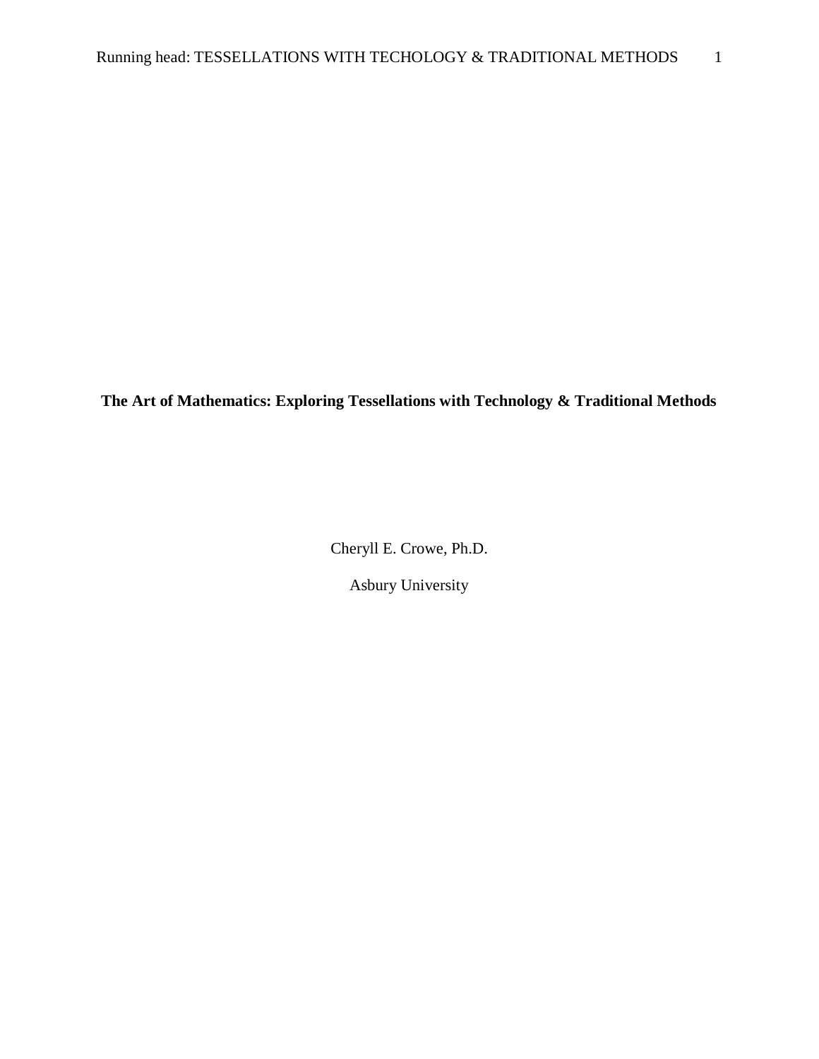**The Art of Mathematics: Exploring Tessellations with Technology & Traditional Methods**

Cheryll E. Crowe, Ph.D.

Asbury University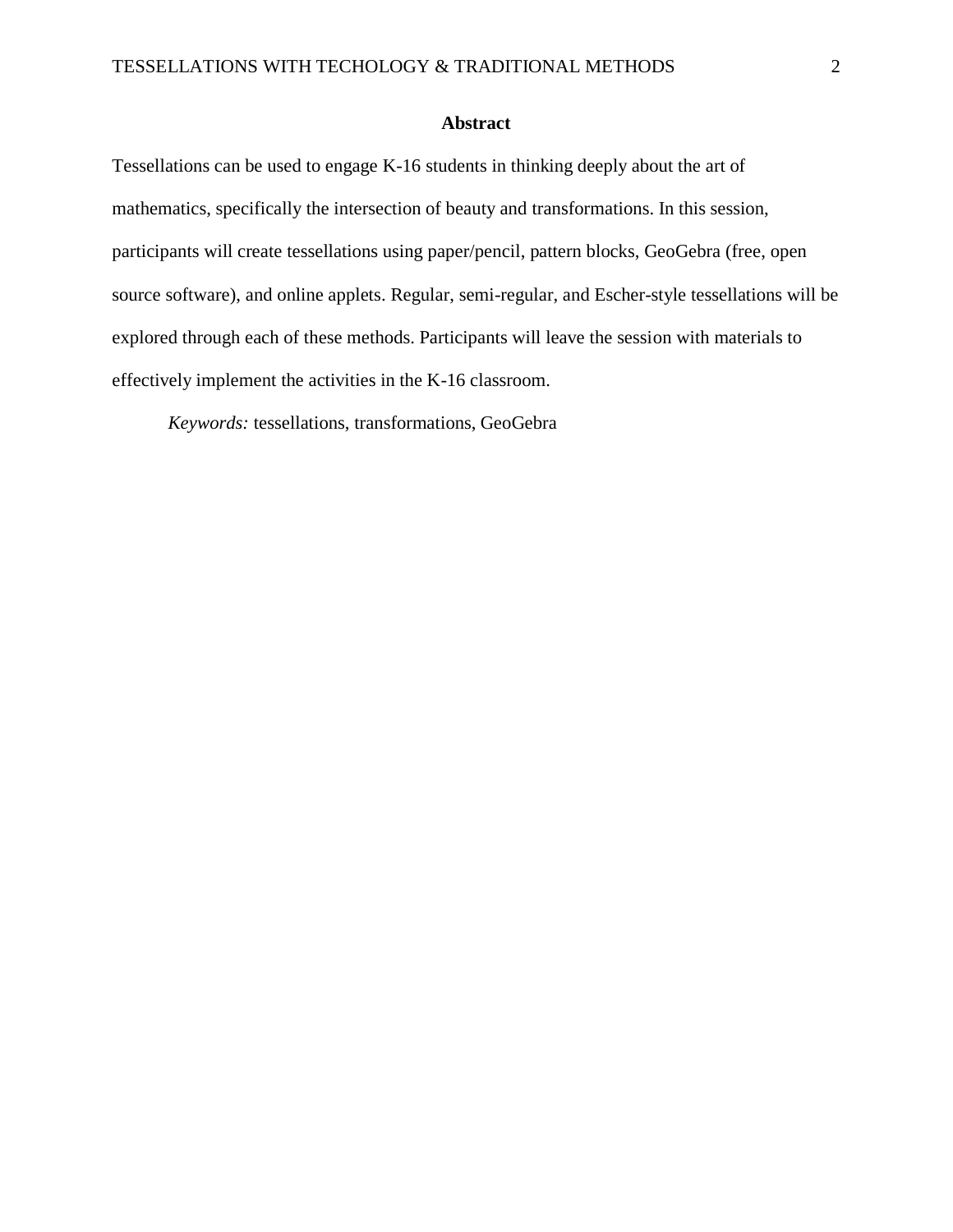## Abstract

Tessellations can be used to engage K-16 students in thinking deeply about the art of mathematics, specifically the intersection of beauty and transformations. In this session, participants will create tessellations using paper/pencil, pattern blocks, GeoGebra (free, open source software), and online applets. Regular, semi-regular, and Escher-style tessellations will be explored through each of these methods. Participants will leave the session with materials to effectively implement the activities in the K-16 classroom.

*Keywords:* tessellations, transformations, GeoGebra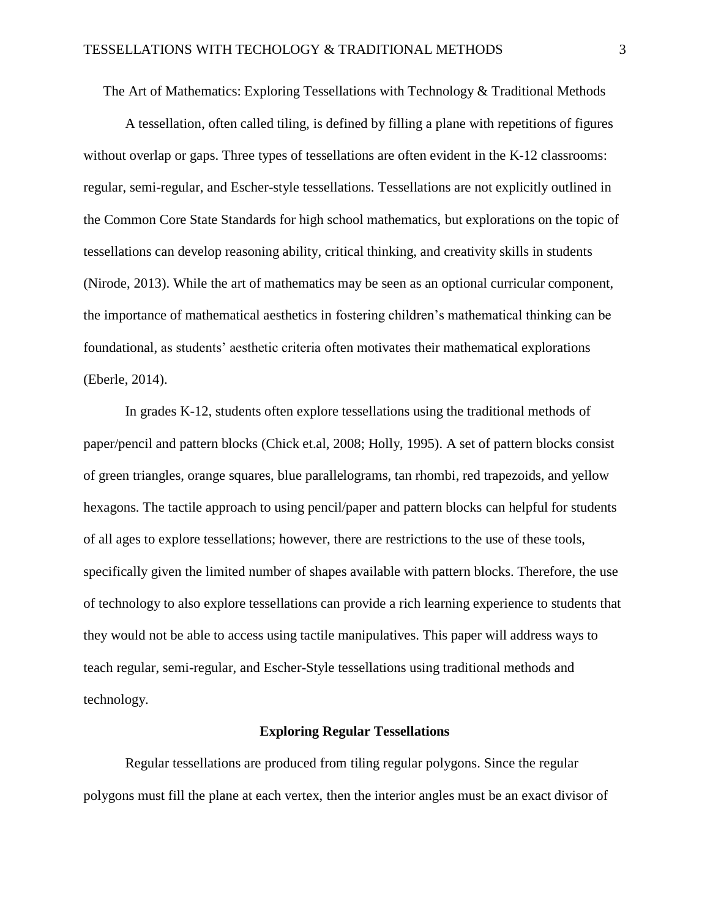The Art of Mathematics: Exploring Tessellations with Technology & Traditional Methods

A tessellation, often called tiling, is defined by filling a plane with repetitions of figures without overlap or gaps. Three types of tessellations are often evident in the K-12 classrooms: regular, semi-regular, and Escher-style tessellations. Tessellations are not explicitly outlined in the Common Core State Standards for high school mathematics, but explorations on the topic of tessellations can develop reasoning ability, critical thinking, and creativity skills in students (Nirode, 2013). While the art of mathematics may be seen as an optional curricular component, the importance of mathematical aesthetics in fostering children's mathematical thinking can be foundational, as students' aesthetic criteria often motivates their mathematical explorations (Eberle, 2014).

In grades K-12, students often explore tessellations using the traditional methods of paper/pencil and pattern blocks (Chick et.al, 2008; Holly, 1995). A set of pattern blocks consist of green triangles, orange squares, blue parallelograms, tan rhombi, red trapezoids, and yellow hexagons. The tactile approach to using pencil/paper and pattern blocks can helpful for students of all ages to explore tessellations; however, there are restrictions to the use of these tools, specifically given the limited number of shapes available with pattern blocks. Therefore, the use of technology to also explore tessellations can provide a rich learning experience to students that they would not be able to access using tactile manipulatives. This paper will address ways to teach regular, semi-regular, and Escher-Style tessellations using traditional methods and technology.

## Exploring Regular Tessellations

Regular tessellations are produced from tiling regular polygons. Since the regular polygons must fill the plane at each vertex, then the interior angles must be an exact divisor of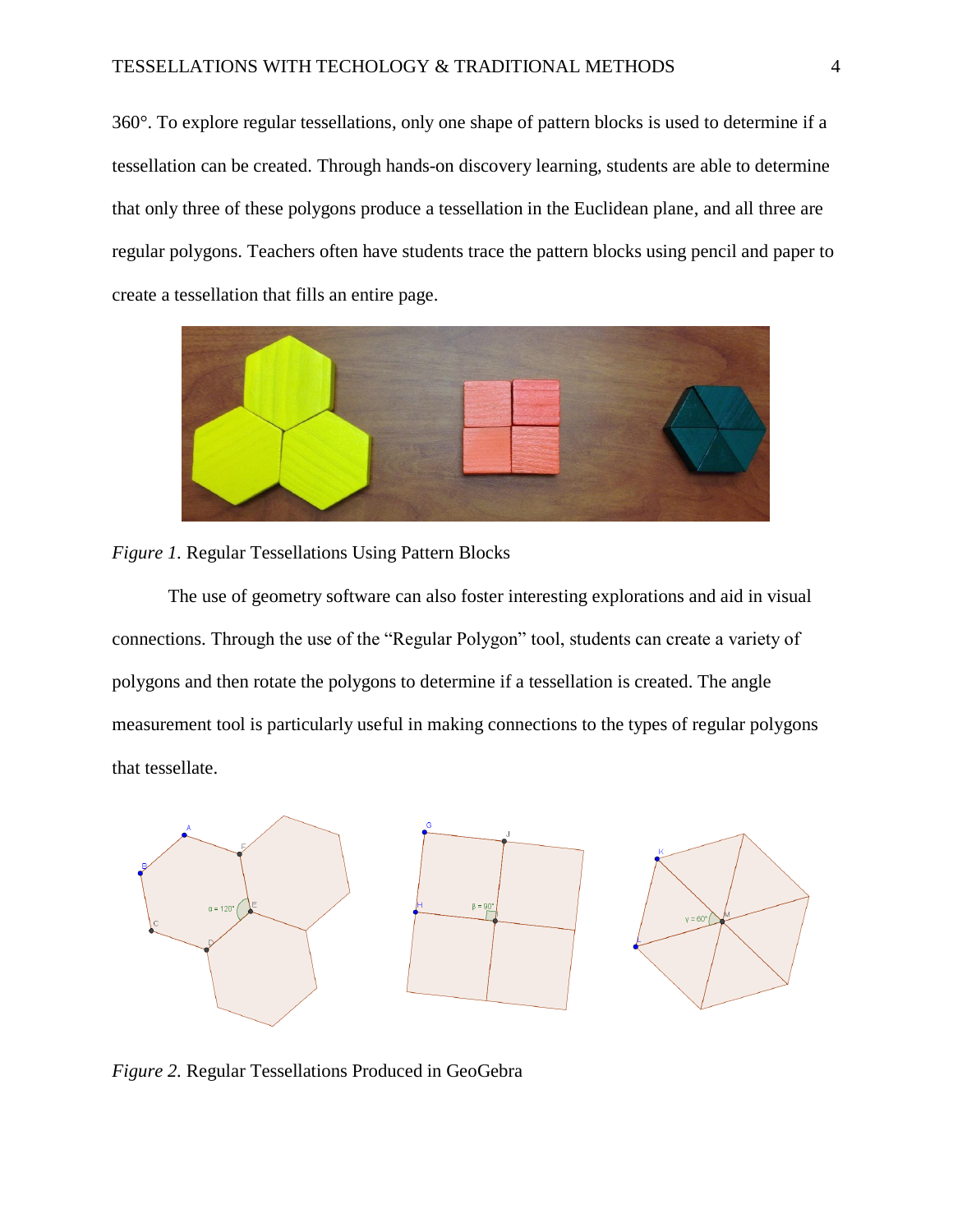360°. To explore regular tessellations, only one shape of pattern blocks is used to determine if a tessellation can be created. Through hands-on discovery learning, students are able to determine that only three of these polygons produce a tessellation in the Euclidean plane, and all three are regular polygons. Teachers often have students trace the pattern blocks using pencil and paper to create a tessellation that fills an entire page.

*Figure 1.* Regular Tessellations Using Pattern Blocks

The use of geometry software can also foster interesting explorations and aid in visual connections. Through the use of the "Regular Polygon" tool, students can create a variety of polygons and then rotate the polygons to determine if a tessellation is created. The angle measurement tool is particularly useful in making connections to the types of regular polygons that tessellate.

*Figure 2.* Regular Tessellations Produced in GeoGebra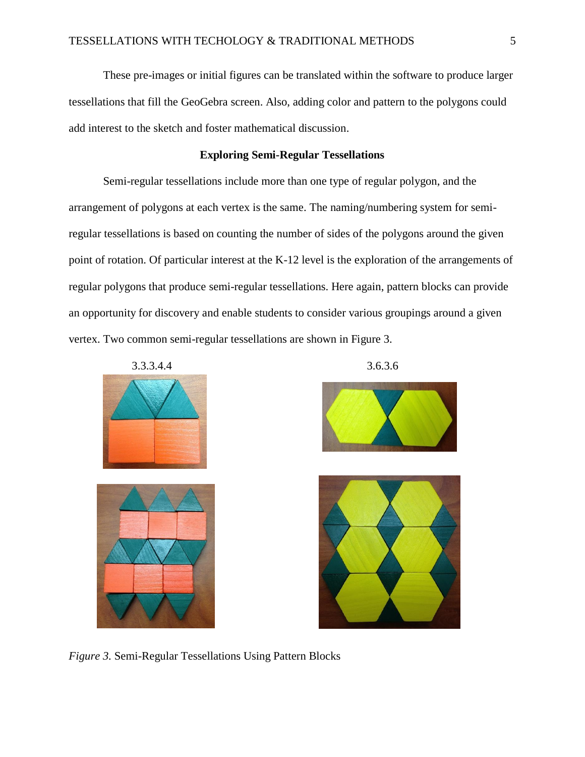These pre-images or initial figures can be translated within the software to produce larger tessellations that fill the GeoGebra screen. Also, adding color and pattern to the polygons could add interest to the sketch and foster mathematical discussion.

## Exploring Semi-Regular Tessellations

Semi-regular tessellations include more than one type of regular polygon, and the arrangement of polygons at each vertex is the same. The naming/numbering system for semi-regular tessellations is based on counting the number of sides of the polygons around the given point of rotation. Of particular interest at the K-12 level is the exploration of the arrangements of regular polygons that produce semi-regular tessellations. Here again, pattern blocks can provide an opportunity for discovery and enable students to consider various groupings around a given vertex. Two common semi-regular tessellations are shown in Figure 3.

3.3.3.4.4

3.6.3.6

*Figure 3.* Semi-Regular Tessellations Using Pattern Blocks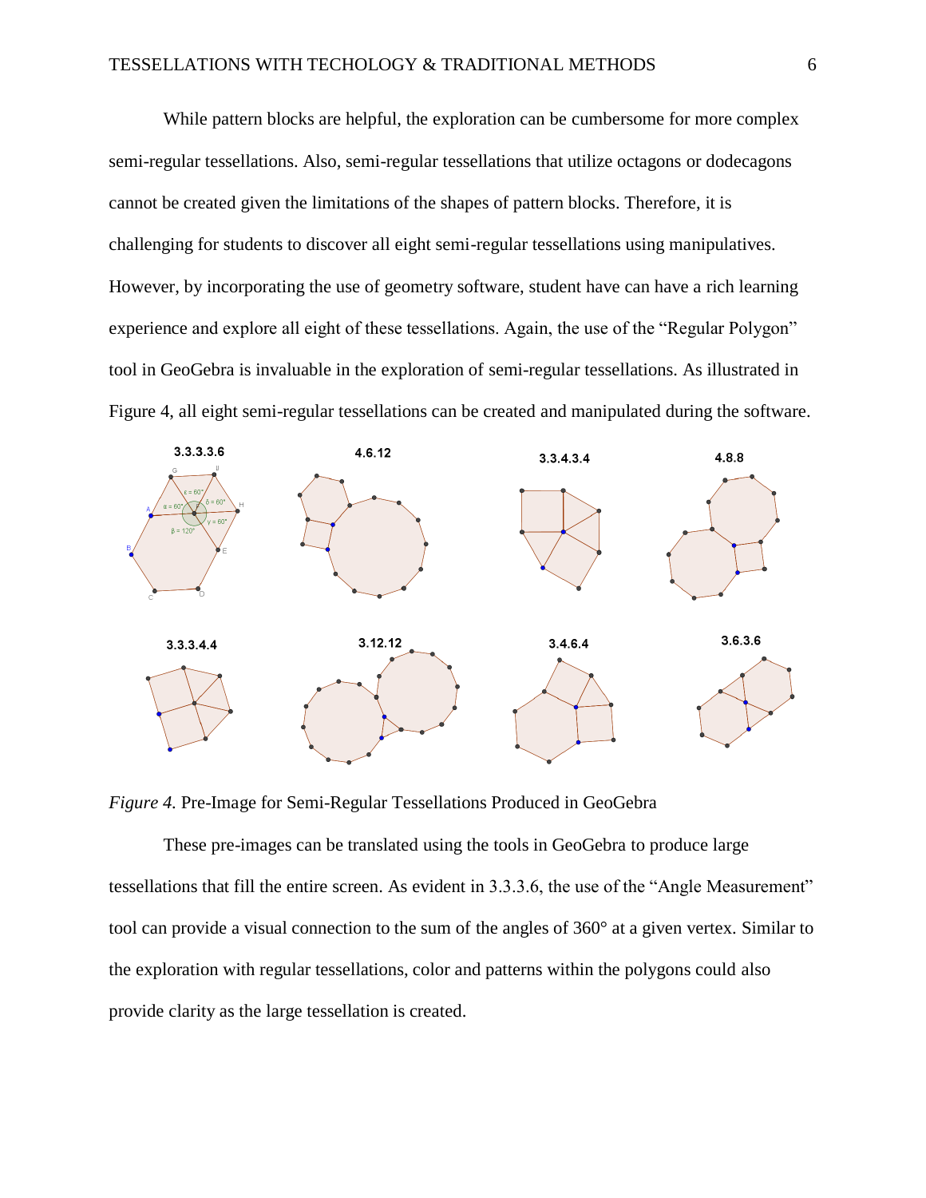While pattern blocks are helpful, the exploration can be cumbersome for more complex semi-regular tessellations. Also, semi-regular tessellations that utilize octagons or dodecagons cannot be created given the limitations of the shapes of pattern blocks. Therefore, it is challenging for students to discover all eight semi-regular tessellations using manipulatives. However, by incorporating the use of geometry software, student have can have a rich learning experience and explore all eight of these tessellations. Again, the use of the "Regular Polygon" tool in GeoGebra is invaluable in the exploration of semi-regular tessellations. As illustrated in Figure 4, all eight semi-regular tessellations can be created and manipulated during the software.

*Figure 4.* Pre-Image for Semi-Regular Tessellations Produced in GeoGebra

These pre-images can be translated using the tools in GeoGebra to produce large tessellations that fill the entire screen. As evident in 3.3.3.6, the use of the "Angle Measurement" tool can provide a visual connection to the sum of the angles of 360° at a given vertex. Similar to the exploration with regular tessellations, color and patterns within the polygons could also provide clarity as the large tessellation is created.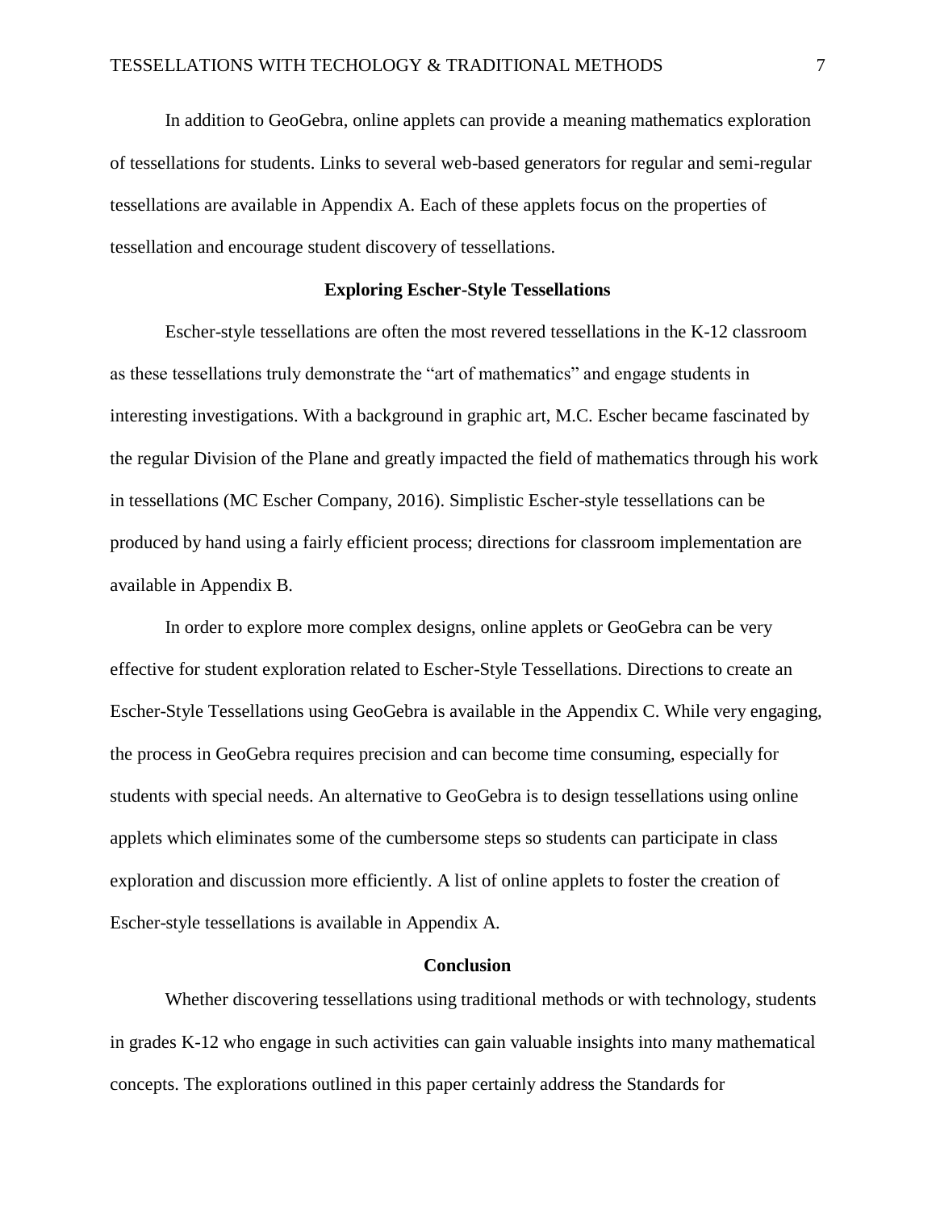In addition to GeoGebra, online applets can provide a meaning mathematics exploration of tessellations for students. Links to several web-based generators for regular and semi-regular tessellations are available in Appendix A. Each of these applets focus on the properties of tessellation and encourage student discovery of tessellations.

## Exploring Escher-Style Tessellations

Escher-style tessellations are often the most revered tessellations in the K-12 classroom as these tessellations truly demonstrate the "art of mathematics" and engage students in interesting investigations. With a background in graphic art, M.C. Escher became fascinated by the regular Division of the Plane and greatly impacted the field of mathematics through his work in tessellations (MC Escher Company, 2016). Simplistic Escher-style tessellations can be produced by hand using a fairly efficient process; directions for classroom implementation are available in Appendix B.

In order to explore more complex designs, online applets or GeoGebra can be very effective for student exploration related to Escher-Style Tessellations. Directions to create an Escher-Style Tessellations using GeoGebra is available in the Appendix C. While very engaging, the process in GeoGebra requires precision and can become time consuming, especially for students with special needs. An alternative to GeoGebra is to design tessellations using online applets which eliminates some of the cumbersome steps so students can participate in class exploration and discussion more efficiently. A list of online applets to foster the creation of Escher-style tessellations is available in Appendix A.

## Conclusion

Whether discovering tessellations using traditional methods or with technology, students in grades K-12 who engage in such activities can gain valuable insights into many mathematical concepts. The explorations outlined in this paper certainly address the Standards for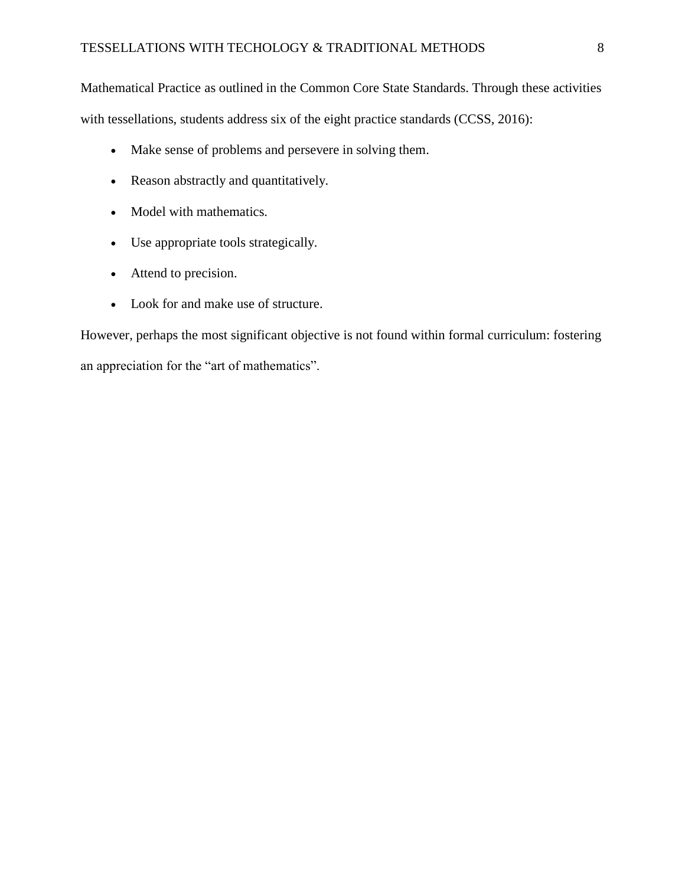Mathematical Practice as outlined in the Common Core State Standards. Through these activities with tessellations, students address six of the eight practice standards (CCSS, 2016):

- Make sense of problems and persevere in solving them.
- Reason abstractly and quantitatively.
- Model with mathematics.
- Use appropriate tools strategically.
- Attend to precision.
- Look for and make use of structure.

However, perhaps the most significant objective is not found within formal curriculum: fostering an appreciation for the “art of mathematics”.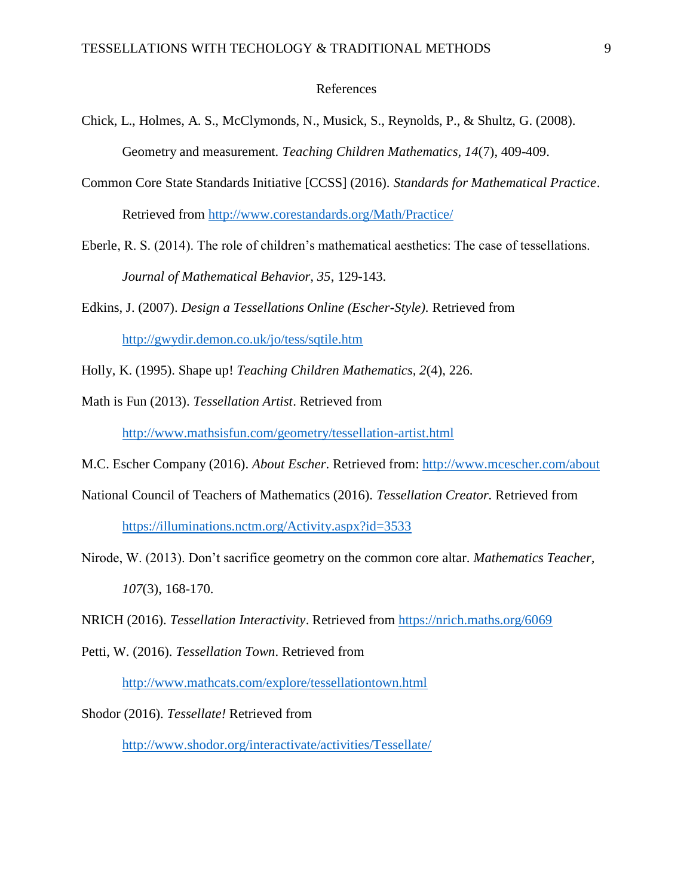# References

Chick, L., Holmes, A. S., McClymonds, N., Musick, S., Reynolds, P., & Shultz, G. (2008). Geometry and measurement. *Teaching Children Mathematics, 14*(7), 409-409.

Common Core State Standards Initiative [CCSS] (2016). *Standards for Mathematical Practice*. Retrieved from http://www.corestandards.org/Math/Practice/

Eberle, R. S. (2014). The role of children's mathematical aesthetics: The case of tessellations. *Journal of Mathematical Behavior, 35*, 129-143.

Edkins, J. (2007). *Design a Tessellations Online (Escher-Style).* Retrieved from http://gwydir.demon.co.uk/jo/tess/sqtile.htm

Holly, K. (1995). Shape up! *Teaching Children Mathematics, 2*(4), 226.

Math is Fun (2013). *Tessellation Artist*. Retrieved from http://www.mathsisfun.com/geometry/tessellation-artist.html

M.C. Escher Company (2016). *About Escher.* Retrieved from: http://www.mcescher.com/about

National Council of Teachers of Mathematics (2016). *Tessellation Creator.* Retrieved from https://illuminations.nctm.org/Activity.aspx?id=3533

Nirode, W. (2013). Don't sacrifice geometry on the common core altar. *Mathematics Teacher, 107*(3), 168-170.

NRICH (2016). *Tessellation Interactivity*. Retrieved from https://nrich.maths.org/6069

Petti, W. (2016). *Tessellation Town*. Retrieved from http://www.mathcats.com/explore/tessellationtown.html

Shodor (2016). *Tessellate!* Retrieved from http://www.shodor.org/interactivate/activities/Tessellate/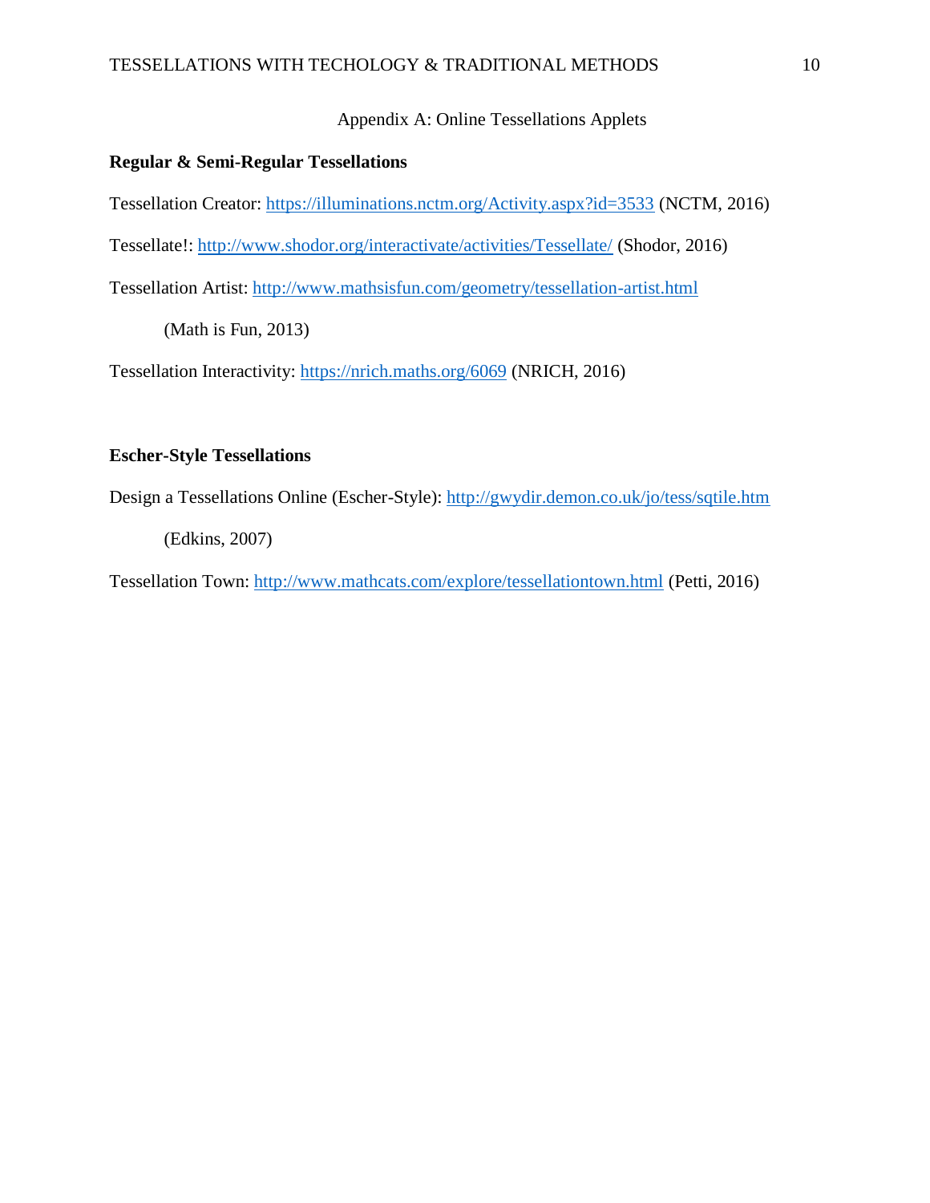# Appendix A: Online Tessellations Applets

**Regular & Semi-Regular Tessellations**

Tessellation Creator: https://illuminations.nctm.org/Activity.aspx?id=3533 (NCTM, 2016)

Tessellate!: http://www.shodor.org/interactivate/activities/Tessellate/ (Shodor, 2016)

Tessellation Artist: http://www.mathsisfun.com/geometry/tessellation-artist.html (Math is Fun, 2013)

Tessellation Interactivity: https://nrich.maths.org/6069 (NRICH, 2016)

**Escher-Style Tessellations**

Design a Tessellations Online (Escher-Style): http://gwydir.demon.co.uk/jo/tess/sqtile.htm (Edkins, 2007)

Tessellation Town: http://www.mathcats.com/explore/tessellationtown.html (Petti, 2016)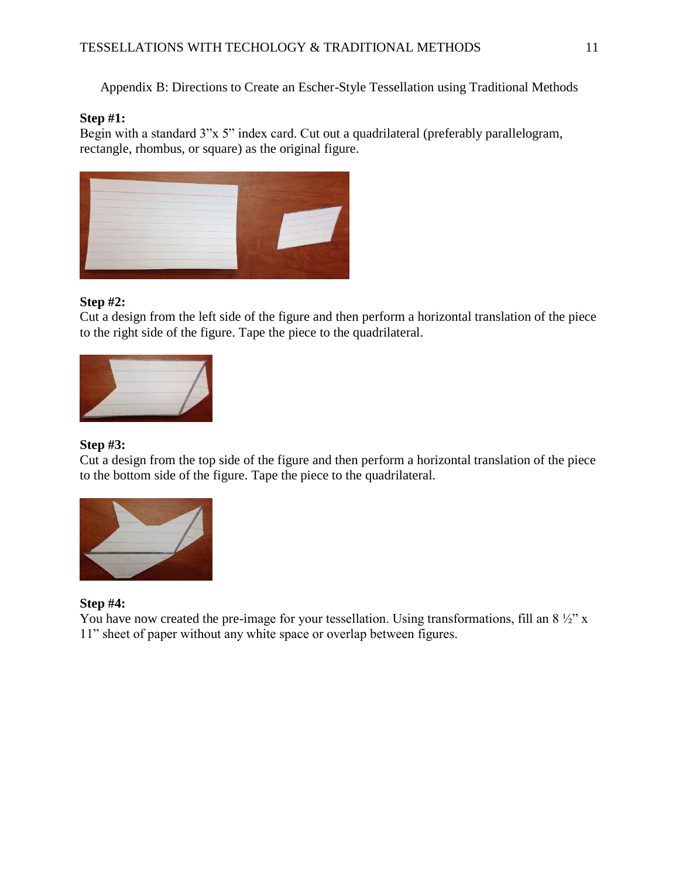Appendix B: Directions to Create an Escher-Style Tessellation using Traditional Methods

**Step #1:**
Begin with a standard 3"x 5" index card. Cut out a quadrilateral (preferably parallelogram, rectangle, rhombus, or square) as the original figure.

**Step #2:**
Cut a design from the left side of the figure and then perform a horizontal translation of the piece to the right side of the figure. Tape the piece to the quadrilateral.

**Step #3:**
Cut a design from the top side of the figure and then perform a horizontal translation of the piece to the bottom side of the figure. Tape the piece to the quadrilateral.

**Step #4:**
You have now created the pre-image for your tessellation. Using transformations, fill an 8 ½" x 11" sheet of paper without any white space or overlap between figures.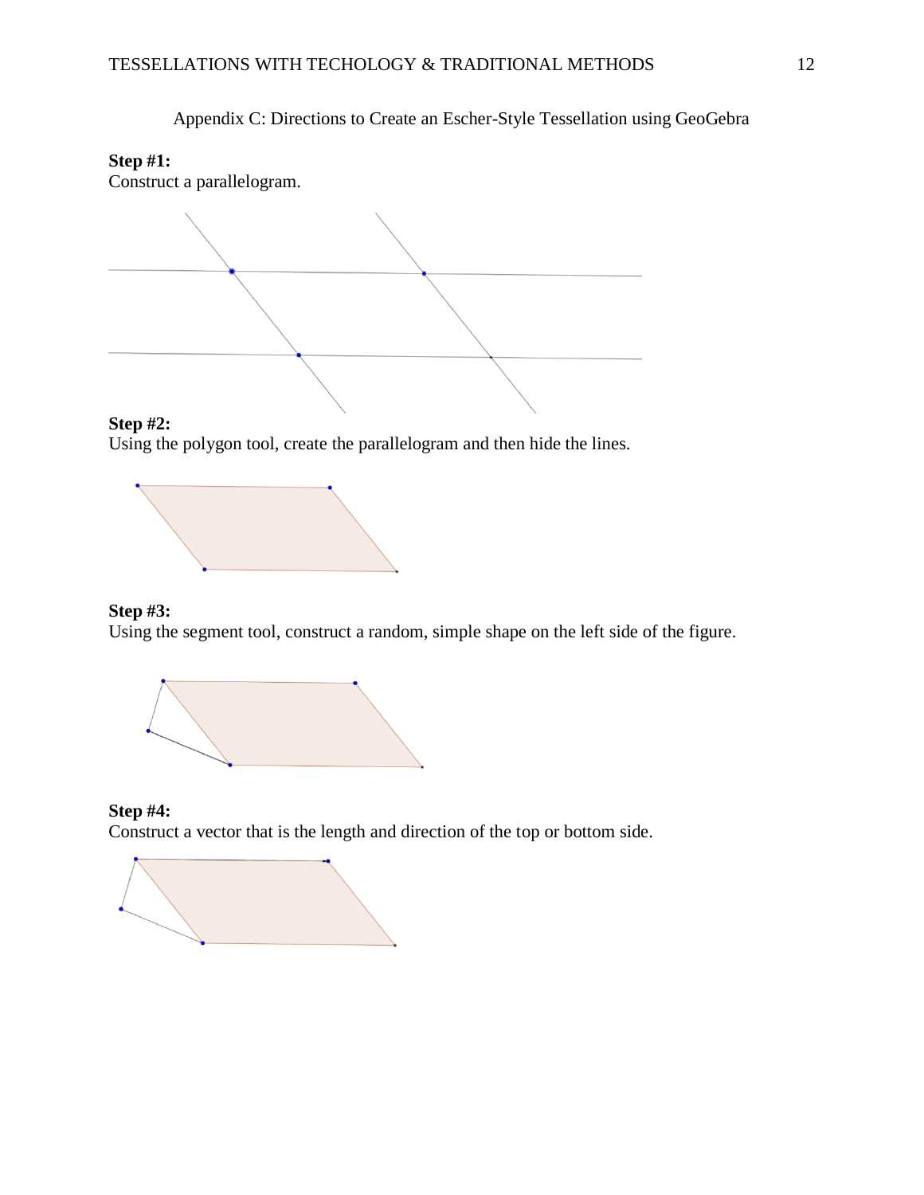Appendix C: Directions to Create an Escher-Style Tessellation using GeoGebra

**Step #1:**
Construct a parallelogram.

**Step #2:**
Using the polygon tool, create the parallelogram and then hide the lines.

**Step #3:**
Using the segment tool, construct a random, simple shape on the left side of the figure.

**Step #4:**
Construct a vector that is the length and direction of the top or bottom side.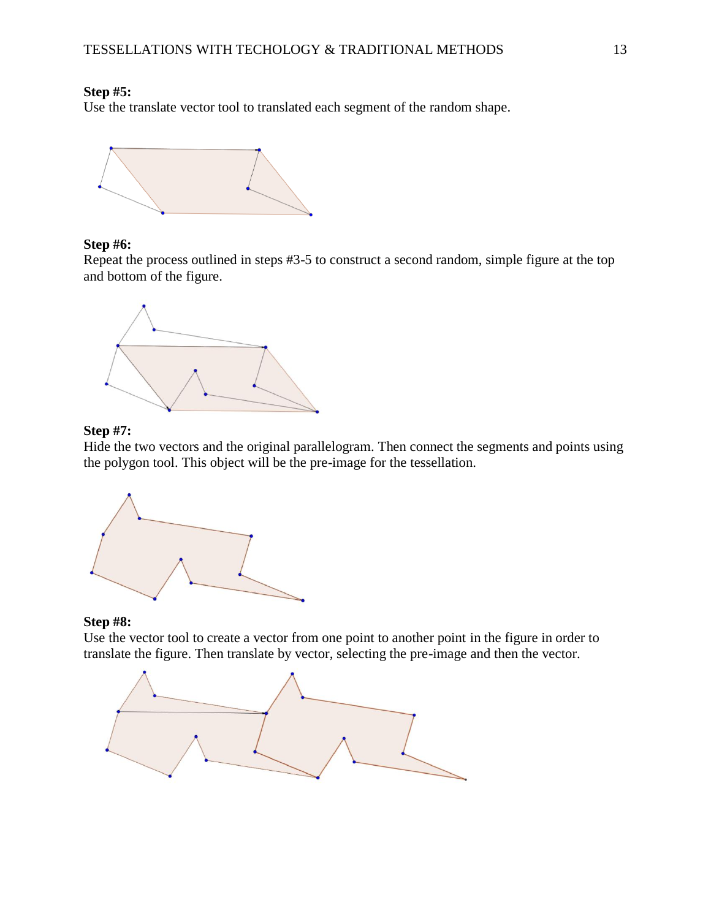**Step #5:**
Use the translate vector tool to translated each segment of the random shape.

**Step #6:**
Repeat the process outlined in steps #3-5 to construct a second random, simple figure at the top and bottom of the figure.

**Step #7:**
Hide the two vectors and the original parallelogram. Then connect the segments and points using the polygon tool. This object will be the pre-image for the tessellation.

**Step #8:**
Use the vector tool to create a vector from one point to another point in the figure in order to translate the figure. Then translate by vector, selecting the pre-image and then the vector.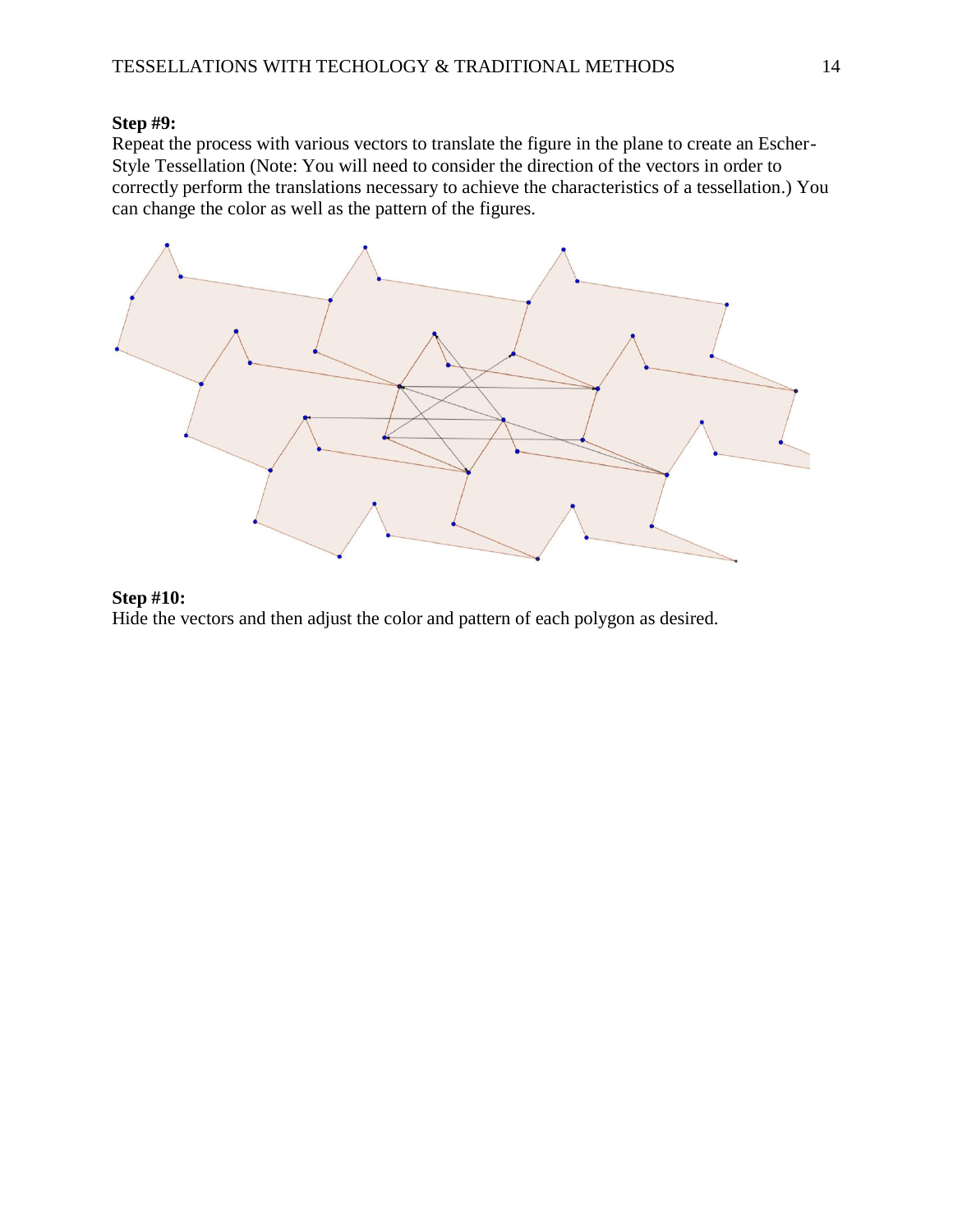**Step #9:**

Repeat the process with various vectors to translate the figure in the plane to create an Escher-Style Tessellation (Note: You will need to consider the direction of the vectors in order to correctly perform the translations necessary to achieve the characteristics of a tessellation.) You can change the color as well as the pattern of the figures.

**Step #10:**

Hide the vectors and then adjust the color and pattern of each polygon as desired.